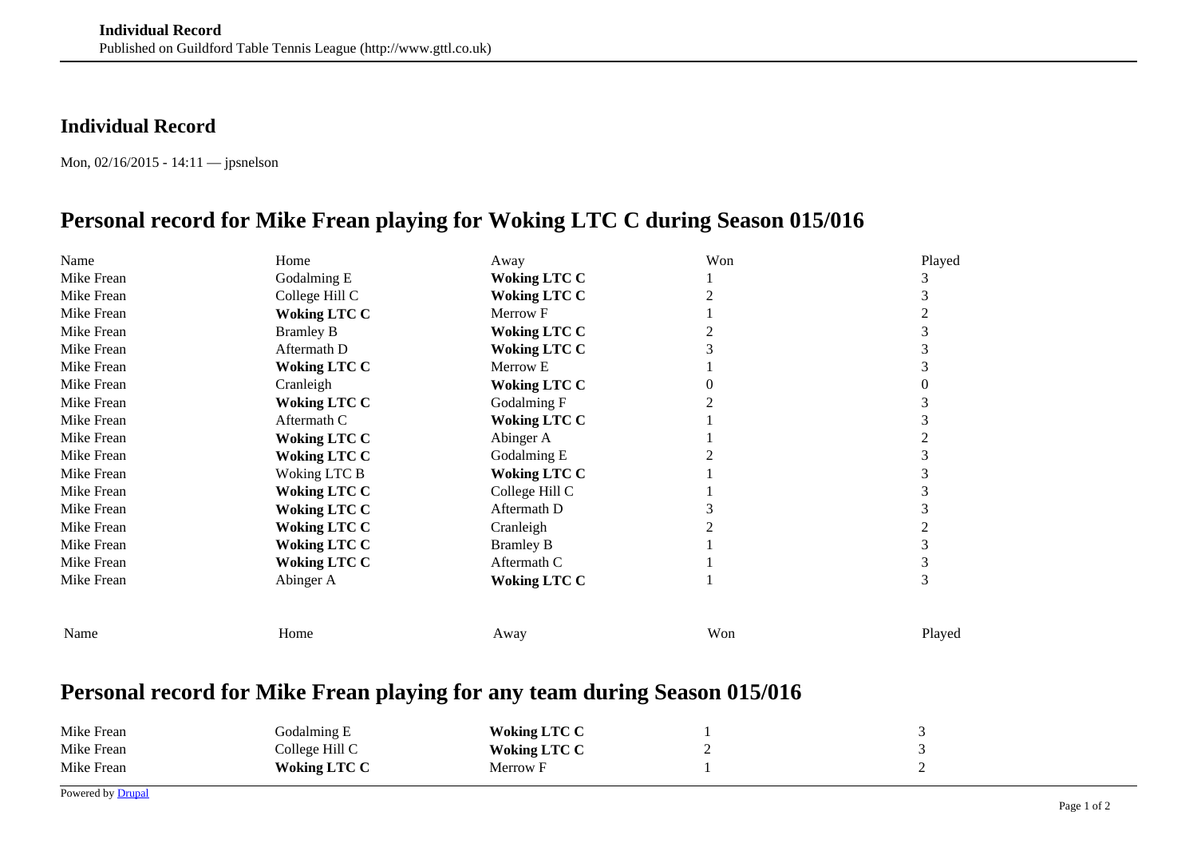**Individual Record**
Published on Guildford Table Tennis League (http://www.gttl.co.uk)

## Individual Record

Mon, 02/16/2015 - 14:11 — jpsnelson

# Personal record for Mike Frean playing for Woking LTC C during Season 015/016

| Name | Home | Away | Won | Played |
|---|---|---|---|---|
| Mike Frean | Godalming E | **Woking LTC C** | 1 | 3 |
| Mike Frean | College Hill C | **Woking LTC C** | 2 | 3 |
| Mike Frean | **Woking LTC C** | Merrow F | 1 | 2 |
| Mike Frean | Bramley B | **Woking LTC C** | 2 | 3 |
| Mike Frean | Aftermath D | **Woking LTC C** | 3 | 3 |
| Mike Frean | **Woking LTC C** | Merrow E | 1 | 3 |
| Mike Frean | Cranleigh | **Woking LTC C** | 0 | 0 |
| Mike Frean | **Woking LTC C** | Godalming F | 2 | 3 |
| Mike Frean | Aftermath C | **Woking LTC C** | 1 | 3 |
| Mike Frean | **Woking LTC C** | Abinger A | 1 | 2 |
| Mike Frean | **Woking LTC C** | Godalming E | 2 | 3 |
| Mike Frean | Woking LTC B | **Woking LTC C** | 1 | 3 |
| Mike Frean | **Woking LTC C** | College Hill C | 1 | 3 |
| Mike Frean | **Woking LTC C** | Aftermath D | 3 | 3 |
| Mike Frean | **Woking LTC C** | Cranleigh | 2 | 2 |
| Mike Frean | **Woking LTC C** | Bramley B | 1 | 3 |
| Mike Frean | **Woking LTC C** | Aftermath C | 1 | 3 |
| Mike Frean | Abinger A | **Woking LTC C** | 1 | 3 |
| Name | Home | Away | Won | Played |

# Personal record for Mike Frean playing for any team during Season 015/016

| | | | | |
|---|---|---|---|---|
| Mike Frean | Godalming E | **Woking LTC C** | 1 | 3 |
| Mike Frean | College Hill C | **Woking LTC C** | 2 | 3 |
| Mike Frean | **Woking LTC C** | Merrow F | 1 | 2 |

Powered by Drupal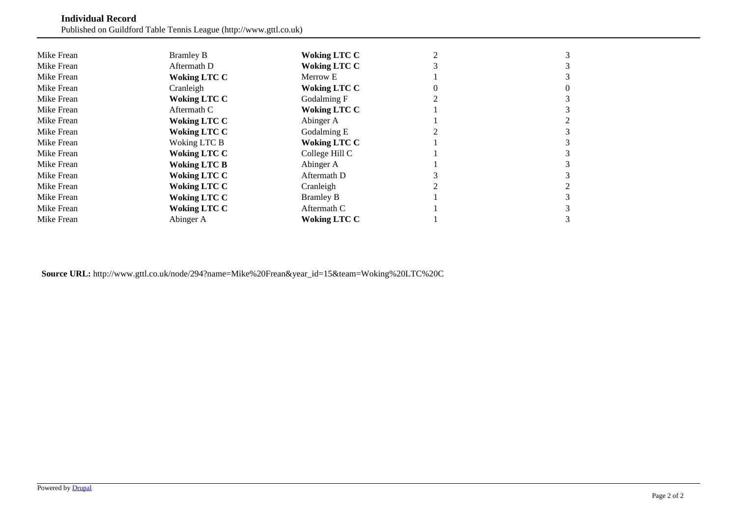**Individual Record**

Published on Guildford Table Tennis League (http://www.gttl.co.uk)

| | | | | |
|---|---|---|---|---|
| Mike Frean | Bramley B | **Woking LTC C** | 2 | 3 |
| Mike Frean | Aftermath D | **Woking LTC C** | 3 | 3 |
| Mike Frean | **Woking LTC C** | Merrow E | 1 | 3 |
| Mike Frean | Cranleigh | **Woking LTC C** | 0 | 0 |
| Mike Frean | **Woking LTC C** | Godalming F | 2 | 3 |
| Mike Frean | Aftermath C | **Woking LTC C** | 1 | 3 |
| Mike Frean | **Woking LTC C** | Abinger A | 1 | 2 |
| Mike Frean | **Woking LTC C** | Godalming E | 2 | 3 |
| Mike Frean | Woking LTC B | **Woking LTC C** | 1 | 3 |
| Mike Frean | **Woking LTC C** | College Hill C | 1 | 3 |
| Mike Frean | **Woking LTC B** | Abinger A | 1 | 3 |
| Mike Frean | **Woking LTC C** | Aftermath D | 3 | 3 |
| Mike Frean | **Woking LTC C** | Cranleigh | 2 | 2 |
| Mike Frean | **Woking LTC C** | Bramley B | 1 | 3 |
| Mike Frean | **Woking LTC C** | Aftermath C | 1 | 3 |
| Mike Frean | Abinger A | **Woking LTC C** | 1 | 3 |

**Source URL:** http://www.gttl.co.uk/node/294?name=Mike%20Frean&year_id=15&team=Woking%20LTC%20C

Powered by Drupal